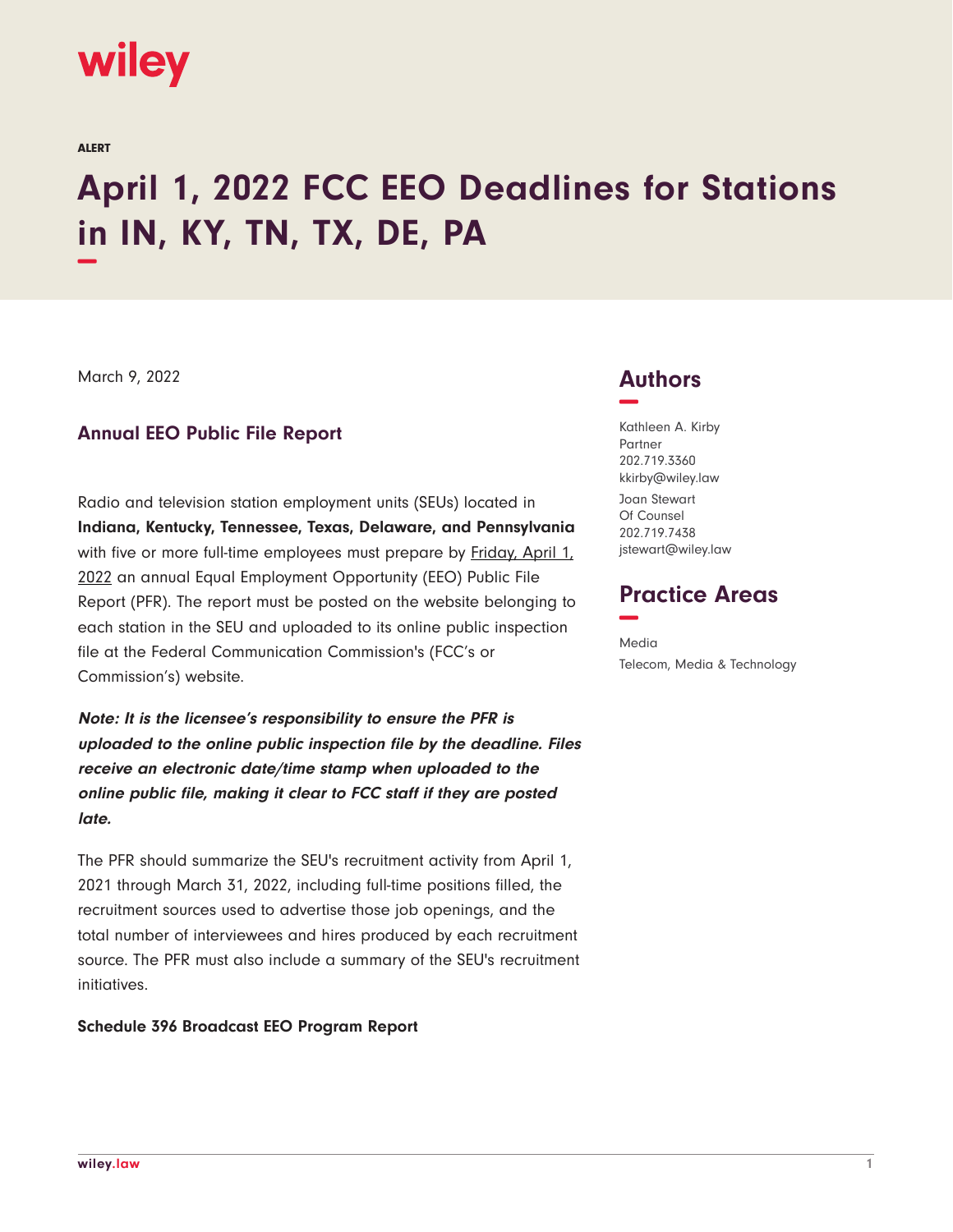wiley

ALERT

# April 1, 2022 FCC EEO Deadlines for Stations in IN, KY, TN, TX, DE, PA

March 9, 2022

## Annual EEO Public File Report

Radio and television station employment units (SEUs) located in **Indiana, Kentucky, Tennessee, Texas, Delaware, and Pennsylvania** with five or more full-time employees must prepare by Friday, April 1, 2022 an annual Equal Employment Opportunity (EEO) Public File Report (PFR). The report must be posted on the website belonging to each station in the SEU and uploaded to its online public inspection file at the Federal Communication Commission's (FCC's or Commission's) website.

***Note: It is the licensee's responsibility to ensure the PFR is uploaded to the online public inspection file by the deadline. Files receive an electronic date/time stamp when uploaded to the online public file, making it clear to FCC staff if they are posted late.***

The PFR should summarize the SEU's recruitment activity from April 1, 2021 through March 31, 2022, including full-time positions filled, the recruitment sources used to advertise those job openings, and the total number of interviewees and hires produced by each recruitment source. The PFR must also include a summary of the SEU's recruitment initiatives.

**Schedule 396 Broadcast EEO Program Report**

## Authors

Kathleen A. Kirby
Partner
202.719.3360
kkirby@wiley.law

Joan Stewart
Of Counsel
202.719.7438
jstewart@wiley.law

## Practice Areas

Media

Telecom, Media & Technology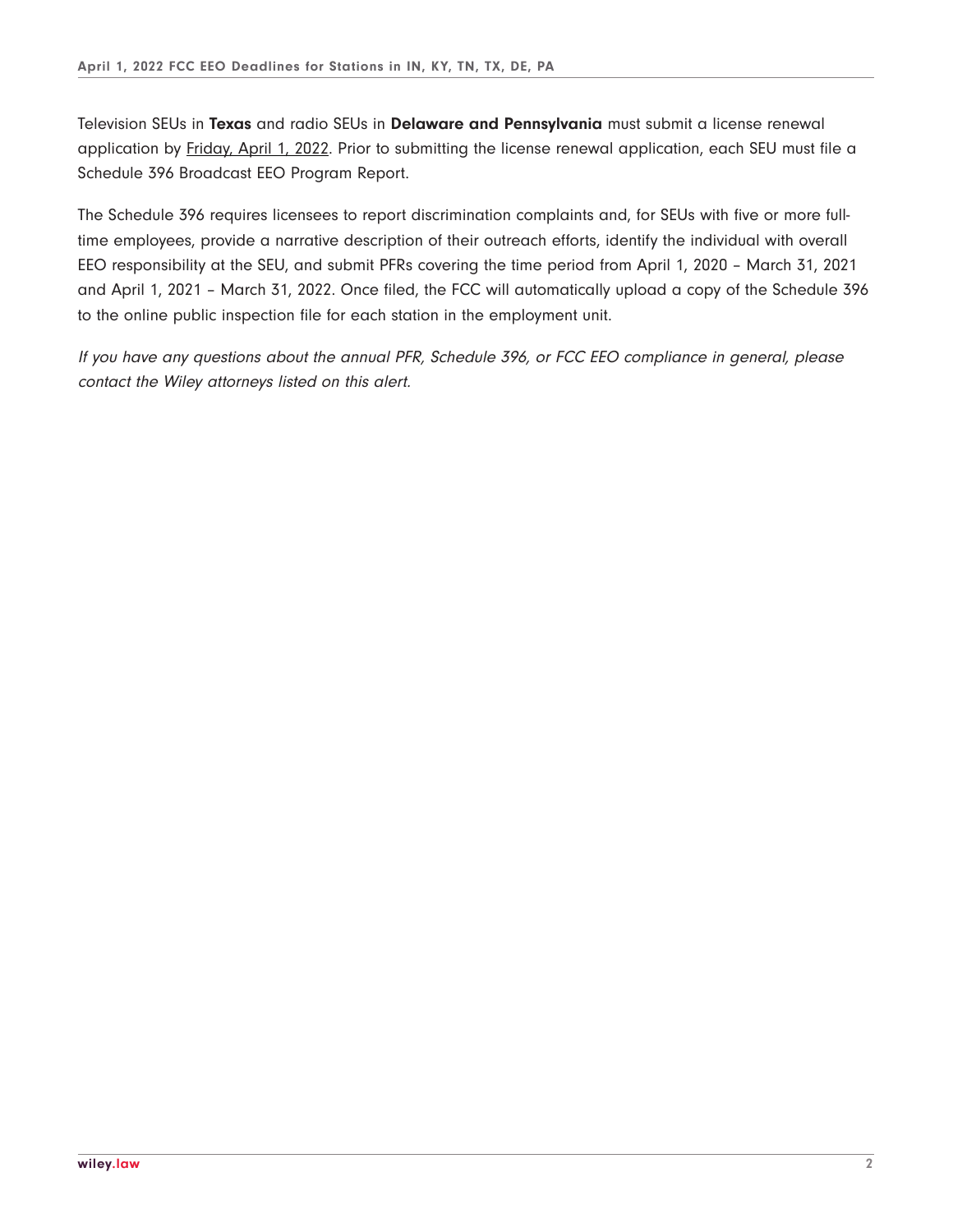Television SEUs in **Texas** and radio SEUs in **Delaware and Pennsylvania** must submit a license renewal application by Friday, April 1, 2022. Prior to submitting the license renewal application, each SEU must file a Schedule 396 Broadcast EEO Program Report.

The Schedule 396 requires licensees to report discrimination complaints and, for SEUs with five or more full-time employees, provide a narrative description of their outreach efforts, identify the individual with overall EEO responsibility at the SEU, and submit PFRs covering the time period from April 1, 2020 – March 31, 2021 and April 1, 2021 – March 31, 2022. Once filed, the FCC will automatically upload a copy of the Schedule 396 to the online public inspection file for each station in the employment unit.

*If you have any questions about the annual PFR, Schedule 396, or FCC EEO compliance in general, please contact the Wiley attorneys listed on this alert.*